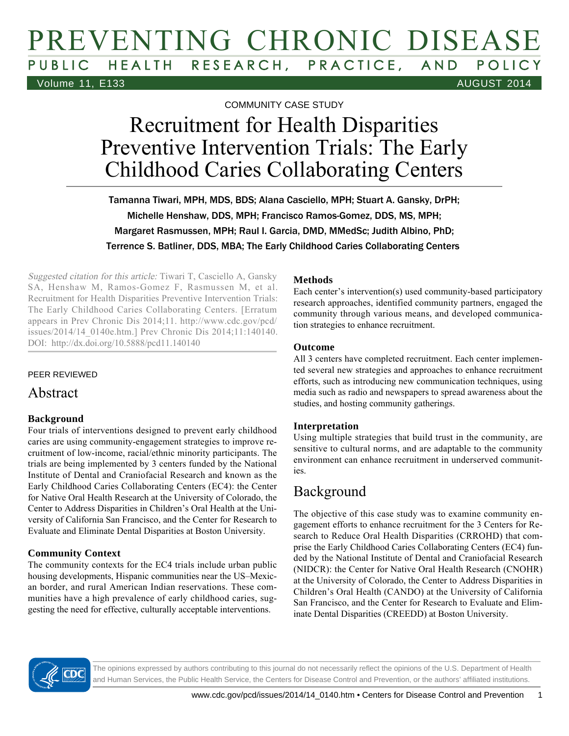COMMUNITY CASE STUDY

# Recruitment for Health Disparities Preventive Intervention Trials: The Early Childhood Caries Collaborating Centers

Tamanna Tiwari, MPH, MDS, BDS; Alana Casciello, MPH; Stuart A. Gansky, DrPH; Michelle Henshaw, DDS, MPH; Francisco Ramos-Gomez, DDS, MS, MPH; Margaret Rasmussen, MPH; Raul I. Garcia, DMD, MMedSc; Judith Albino, PhD; Terrence S. Batliner, DDS, MBA; The Early Childhood Caries Collaborating Centers

*Suggested citation for this article:* Tiwari T, Casciello A, Gansky SA, Henshaw M, Ramos-Gomez F, Rasmussen M, et al. Recruitment for Health Disparities Preventive Intervention Trials: The Early Childhood Caries Collaborating Centers. [Erratum appears in Prev Chronic Dis 2014;11. http://www.cdc.gov/pcd/issues/2014/14_0140e.htm.] Prev Chronic Dis 2014;11:140140. DOI: http://dx.doi.org/10.5888/pcd11.140140

PEER REVIEWED

## Abstract

### Background

Four trials of interventions designed to prevent early childhood caries are using community-engagement strategies to improve recruitment of low-income, racial/ethnic minority participants. The trials are being implemented by 3 centers funded by the National Institute of Dental and Craniofacial Research and known as the Early Childhood Caries Collaborating Centers (EC4): the Center for Native Oral Health Research at the University of Colorado, the Center to Address Disparities in Children's Oral Health at the University of California San Francisco, and the Center for Research to Evaluate and Eliminate Dental Disparities at Boston University.

### Community Context

The community contexts for the EC4 trials include urban public housing developments, Hispanic communities near the US–Mexican border, and rural American Indian reservations. These communities have a high prevalence of early childhood caries, suggesting the need for effective, culturally acceptable interventions.

### Methods

Each center's intervention(s) used community-based participatory research approaches, identified community partners, engaged the community through various means, and developed communication strategies to enhance recruitment.

### Outcome

All 3 centers have completed recruitment. Each center implemented several new strategies and approaches to enhance recruitment efforts, such as introducing new communication techniques, using media such as radio and newspapers to spread awareness about the studies, and hosting community gatherings.

### Interpretation

Using multiple strategies that build trust in the community, are sensitive to cultural norms, and are adaptable to the community environment can enhance recruitment in underserved communities.

## Background

The objective of this case study was to examine community engagement efforts to enhance recruitment for the 3 Centers for Research to Reduce Oral Health Disparities (CRROHD) that comprise the Early Childhood Caries Collaborating Centers (EC4) funded by the National Institute of Dental and Craniofacial Research (NIDCR): the Center for Native Oral Health Research (CNOHR) at the University of Colorado, the Center to Address Disparities in Children's Oral Health (CANDO) at the University of California San Francisco, and the Center for Research to Evaluate and Eliminate Dental Disparities (CREEDD) at Boston University.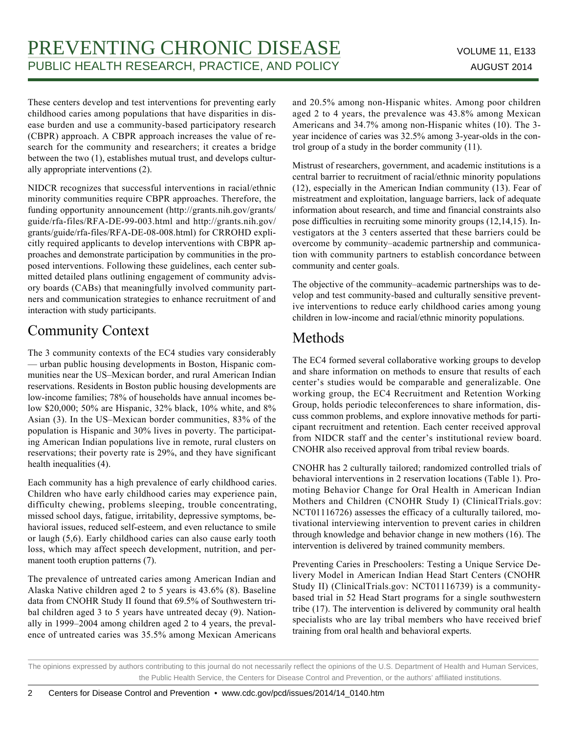These centers develop and test interventions for preventing early childhood caries among populations that have disparities in disease burden and use a community-based participatory research (CBPR) approach. A CBPR approach increases the value of research for the community and researchers; it creates a bridge between the two (1), establishes mutual trust, and develops culturally appropriate interventions (2).

NIDCR recognizes that successful interventions in racial/ethnic minority communities require CBPR approaches. Therefore, the funding opportunity announcement (http://grants.nih.gov/grants/guide/rfa-files/RFA-DE-99-003.html and http://grants.nih.gov/grants/guide/rfa-files/RFA-DE-08-008.html) for CRROHD explicitly required applicants to develop interventions with CBPR approaches and demonstrate participation by communities in the proposed interventions. Following these guidelines, each center submitted detailed plans outlining engagement of community advisory boards (CABs) that meaningfully involved community partners and communication strategies to enhance recruitment of and interaction with study participants.

## Community Context

The 3 community contexts of the EC4 studies vary considerably — urban public housing developments in Boston, Hispanic communities near the US–Mexican border, and rural American Indian reservations. Residents in Boston public housing developments are low-income families; 78% of households have annual incomes below $20,000; 50% are Hispanic, 32% black, 10% white, and 8% Asian (3). In the US–Mexican border communities, 83% of the population is Hispanic and 30% lives in poverty. The participating American Indian populations live in remote, rural clusters on reservations; their poverty rate is 29%, and they have significant health inequalities (4).

Each community has a high prevalence of early childhood caries. Children who have early childhood caries may experience pain, difficulty chewing, problems sleeping, trouble concentrating, missed school days, fatigue, irritability, depressive symptoms, behavioral issues, reduced self-esteem, and even reluctance to smile or laugh (5,6). Early childhood caries can also cause early tooth loss, which may affect speech development, nutrition, and permanent tooth eruption patterns (7).

The prevalence of untreated caries among American Indian and Alaska Native children aged 2 to 5 years is 43.6% (8). Baseline data from CNOHR Study II found that 69.5% of Southwestern tribal children aged 3 to 5 years have untreated decay (9). Nationally in 1999–2004 among children aged 2 to 4 years, the prevalence of untreated caries was 35.5% among Mexican Americans and 20.5% among non-Hispanic whites. Among poor children aged 2 to 4 years, the prevalence was 43.8% among Mexican Americans and 34.7% among non-Hispanic whites (10). The 3-year incidence of caries was 32.5% among 3-year-olds in the control group of a study in the border community (11).

Mistrust of researchers, government, and academic institutions is a central barrier to recruitment of racial/ethnic minority populations (12), especially in the American Indian community (13). Fear of mistreatment and exploitation, language barriers, lack of adequate information about research, and time and financial constraints also pose difficulties in recruiting some minority groups (12,14,15). Investigators at the 3 centers asserted that these barriers could be overcome by community–academic partnership and communication with community partners to establish concordance between community and center goals.

The objective of the community–academic partnerships was to develop and test community-based and culturally sensitive preventive interventions to reduce early childhood caries among young children in low-income and racial/ethnic minority populations.

## Methods

The EC4 formed several collaborative working groups to develop and share information on methods to ensure that results of each center's studies would be comparable and generalizable. One working group, the EC4 Recruitment and Retention Working Group, holds periodic teleconferences to share information, discuss common problems, and explore innovative methods for participant recruitment and retention. Each center received approval from NIDCR staff and the center's institutional review board. CNOHR also received approval from tribal review boards.

CNOHR has 2 culturally tailored; randomized controlled trials of behavioral interventions in 2 reservation locations (Table 1). Promoting Behavior Change for Oral Health in American Indian Mothers and Children (CNOHR Study I) (ClinicalTrials.gov: NCT01116726) assesses the efficacy of a culturally tailored, motivational interviewing intervention to prevent caries in children through knowledge and behavior change in new mothers (16). The intervention is delivered by trained community members.

Preventing Caries in Preschoolers: Testing a Unique Service Delivery Model in American Indian Head Start Centers (CNOHR Study II) (ClinicalTrials.gov: NCT01116739) is a community-based trial in 52 Head Start programs for a single southwestern tribe (17). The intervention is delivered by community oral health specialists who are lay tribal members who have received brief training from oral health and behavioral experts.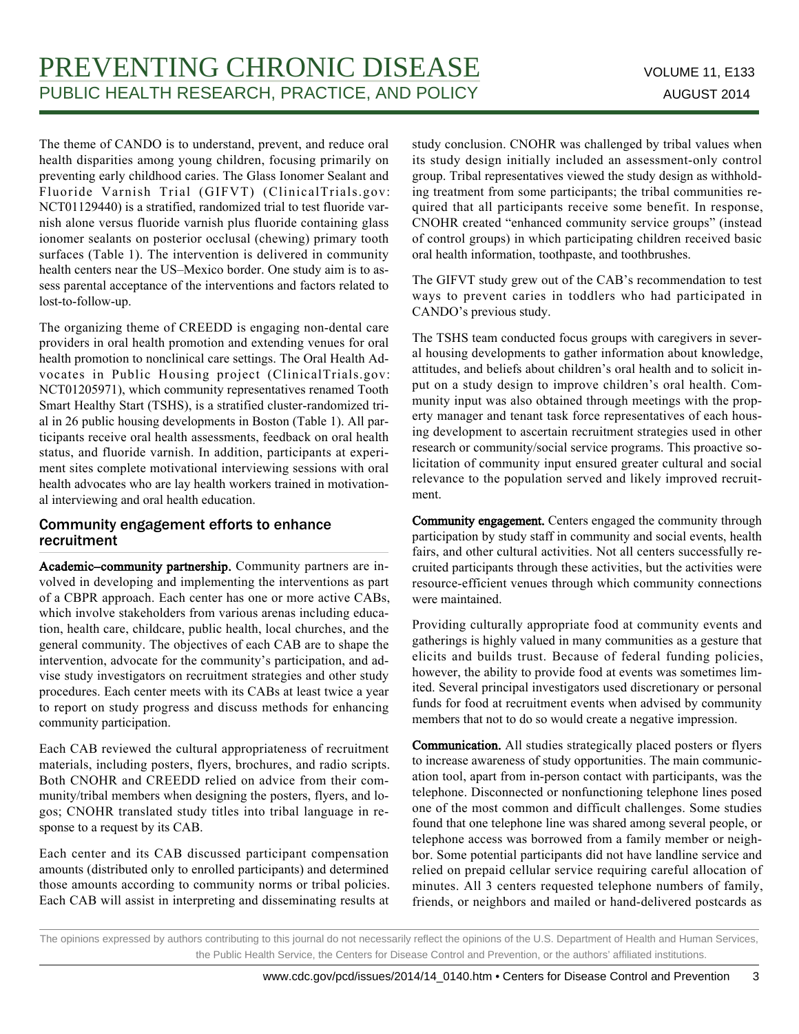The theme of CANDO is to understand, prevent, and reduce oral health disparities among young children, focusing primarily on preventing early childhood caries. The Glass Ionomer Sealant and Fluoride Varnish Trial (GIFVT) (ClinicalTrials.gov: NCT01129440) is a stratified, randomized trial to test fluoride varnish alone versus fluoride varnish plus fluoride containing glass ionomer sealants on posterior occlusal (chewing) primary tooth surfaces (Table 1). The intervention is delivered in community health centers near the US–Mexico border. One study aim is to assess parental acceptance of the interventions and factors related to lost-to-follow-up.

The organizing theme of CREEDD is engaging non-dental care providers in oral health promotion and extending venues for oral health promotion to nonclinical care settings. The Oral Health Advocates in Public Housing project (ClinicalTrials.gov: NCT01205971), which community representatives renamed Tooth Smart Healthy Start (TSHS), is a stratified cluster-randomized trial in 26 public housing developments in Boston (Table 1). All participants receive oral health assessments, feedback on oral health status, and fluoride varnish. In addition, participants at experiment sites complete motivational interviewing sessions with oral health advocates who are lay health workers trained in motivational interviewing and oral health education.

## Community engagement efforts to enhance recruitment

**Academic–community partnership.** Community partners are involved in developing and implementing the interventions as part of a CBPR approach. Each center has one or more active CABs, which involve stakeholders from various arenas including education, health care, childcare, public health, local churches, and the general community. The objectives of each CAB are to shape the intervention, advocate for the community's participation, and advise study investigators on recruitment strategies and other study procedures. Each center meets with its CABs at least twice a year to report on study progress and discuss methods for enhancing community participation.

Each CAB reviewed the cultural appropriateness of recruitment materials, including posters, flyers, brochures, and radio scripts. Both CNOHR and CREEDD relied on advice from their community/tribal members when designing the posters, flyers, and logos; CNOHR translated study titles into tribal language in response to a request by its CAB.

Each center and its CAB discussed participant compensation amounts (distributed only to enrolled participants) and determined those amounts according to community norms or tribal policies. Each CAB will assist in interpreting and disseminating results at study conclusion. CNOHR was challenged by tribal values when its study design initially included an assessment-only control group. Tribal representatives viewed the study design as withholding treatment from some participants; the tribal communities required that all participants receive some benefit. In response, CNOHR created "enhanced community service groups" (instead of control groups) in which participating children received basic oral health information, toothpaste, and toothbrushes.

The GIFVT study grew out of the CAB's recommendation to test ways to prevent caries in toddlers who had participated in CANDO's previous study.

The TSHS team conducted focus groups with caregivers in several housing developments to gather information about knowledge, attitudes, and beliefs about children's oral health and to solicit input on a study design to improve children's oral health. Community input was also obtained through meetings with the property manager and tenant task force representatives of each housing development to ascertain recruitment strategies used in other research or community/social service programs. This proactive solicitation of community input ensured greater cultural and social relevance to the population served and likely improved recruitment.

**Community engagement.** Centers engaged the community through participation by study staff in community and social events, health fairs, and other cultural activities. Not all centers successfully recruited participants through these activities, but the activities were resource-efficient venues through which community connections were maintained.

Providing culturally appropriate food at community events and gatherings is highly valued in many communities as a gesture that elicits and builds trust. Because of federal funding policies, however, the ability to provide food at events was sometimes limited. Several principal investigators used discretionary or personal funds for food at recruitment events when advised by community members that not to do so would create a negative impression.

**Communication.** All studies strategically placed posters or flyers to increase awareness of study opportunities. The main communication tool, apart from in-person contact with participants, was the telephone. Disconnected or nonfunctioning telephone lines posed one of the most common and difficult challenges. Some studies found that one telephone line was shared among several people, or telephone access was borrowed from a family member or neighbor. Some potential participants did not have landline service and relied on prepaid cellular service requiring careful allocation of minutes. All 3 centers requested telephone numbers of family, friends, or neighbors and mailed or hand-delivered postcards as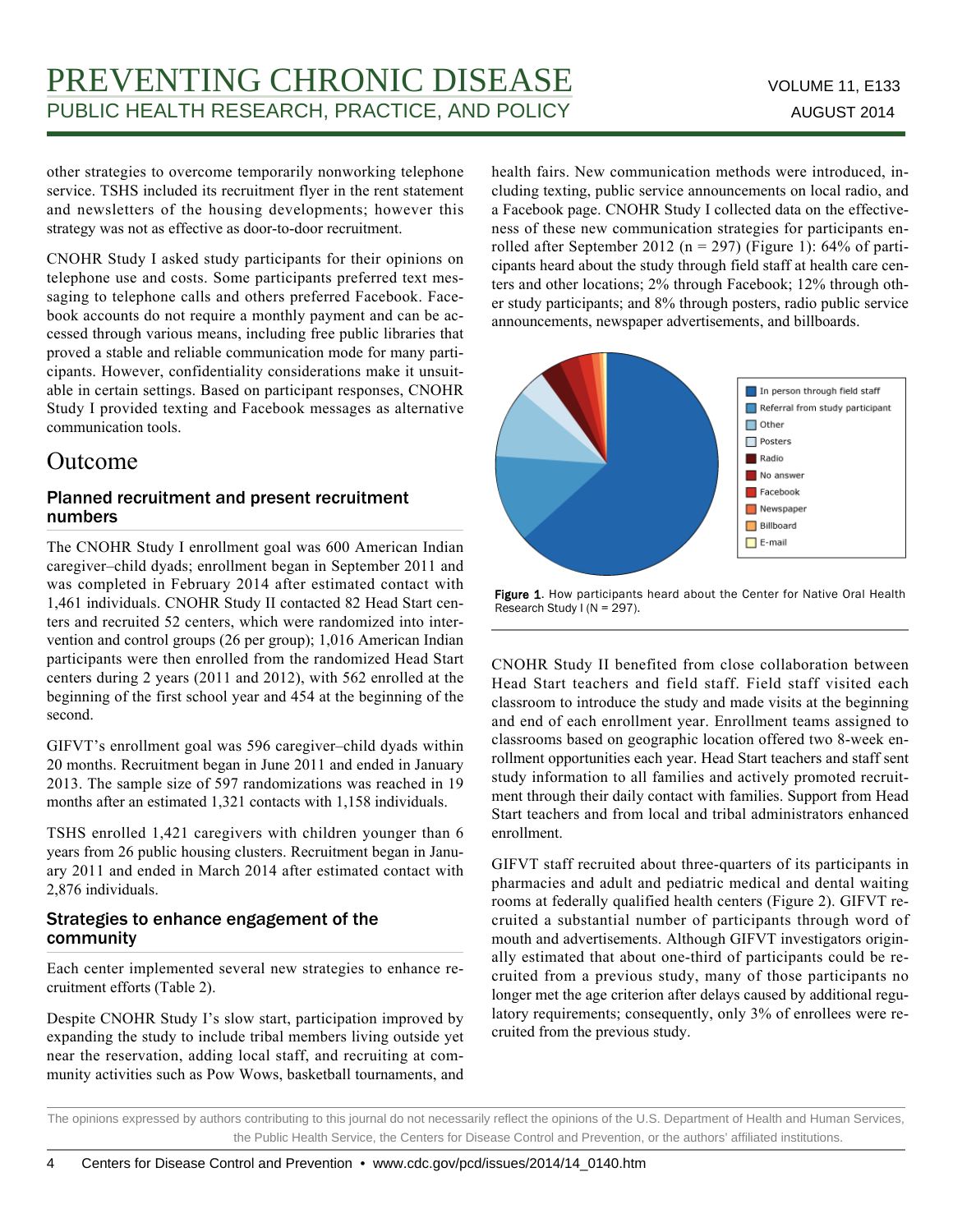other strategies to overcome temporarily nonworking telephone service. TSHS included its recruitment flyer in the rent statement and newsletters of the housing developments; however this strategy was not as effective as door-to-door recruitment.

CNOHR Study I asked study participants for their opinions on telephone use and costs. Some participants preferred text messaging to telephone calls and others preferred Facebook. Facebook accounts do not require a monthly payment and can be accessed through various means, including free public libraries that proved a stable and reliable communication mode for many participants. However, confidentiality considerations make it unsuitable in certain settings. Based on participant responses, CNOHR Study I provided texting and Facebook messages as alternative communication tools.

# Outcome

## Planned recruitment and present recruitment numbers

The CNOHR Study I enrollment goal was 600 American Indian caregiver–child dyads; enrollment began in September 2011 and was completed in February 2014 after estimated contact with 1,461 individuals. CNOHR Study II contacted 82 Head Start centers and recruited 52 centers, which were randomized into intervention and control groups (26 per group); 1,016 American Indian participants were then enrolled from the randomized Head Start centers during 2 years (2011 and 2012), with 562 enrolled at the beginning of the first school year and 454 at the beginning of the second.

GIFVT's enrollment goal was 596 caregiver–child dyads within 20 months. Recruitment began in June 2011 and ended in January 2013. The sample size of 597 randomizations was reached in 19 months after an estimated 1,321 contacts with 1,158 individuals.

TSHS enrolled 1,421 caregivers with children younger than 6 years from 26 public housing clusters. Recruitment began in January 2011 and ended in March 2014 after estimated contact with 2,876 individuals.

## Strategies to enhance engagement of the community

Each center implemented several new strategies to enhance recruitment efforts (Table 2).

Despite CNOHR Study I's slow start, participation improved by expanding the study to include tribal members living outside yet near the reservation, adding local staff, and recruiting at community activities such as Pow Wows, basketball tournaments, and health fairs. New communication methods were introduced, including texting, public service announcements on local radio, and a Facebook page. CNOHR Study I collected data on the effectiveness of these new communication strategies for participants enrolled after September 2012 (n = 297) (Figure 1): 64% of participants heard about the study through field staff at health care centers and other locations; 2% through Facebook; 12% through other study participants; and 8% through posters, radio public service announcements, newspaper advertisements, and billboards.

**Figure 1.** How participants heard about the Center for Native Oral Health Research Study I (N = 297).

CNOHR Study II benefited from close collaboration between Head Start teachers and field staff. Field staff visited each classroom to introduce the study and made visits at the beginning and end of each enrollment year. Enrollment teams assigned to classrooms based on geographic location offered two 8-week enrollment opportunities each year. Head Start teachers and staff sent study information to all families and actively promoted recruitment through their daily contact with families. Support from Head Start teachers and from local and tribal administrators enhanced enrollment.

GIFVT staff recruited about three-quarters of its participants in pharmacies and adult and pediatric medical and dental waiting rooms at federally qualified health centers (Figure 2). GIFVT recruited a substantial number of participants through word of mouth and advertisements. Although GIFVT investigators originally estimated that about one-third of participants could be recruited from a previous study, many of those participants no longer met the age criterion after delays caused by additional regulatory requirements; consequently, only 3% of enrollees were recruited from the previous study.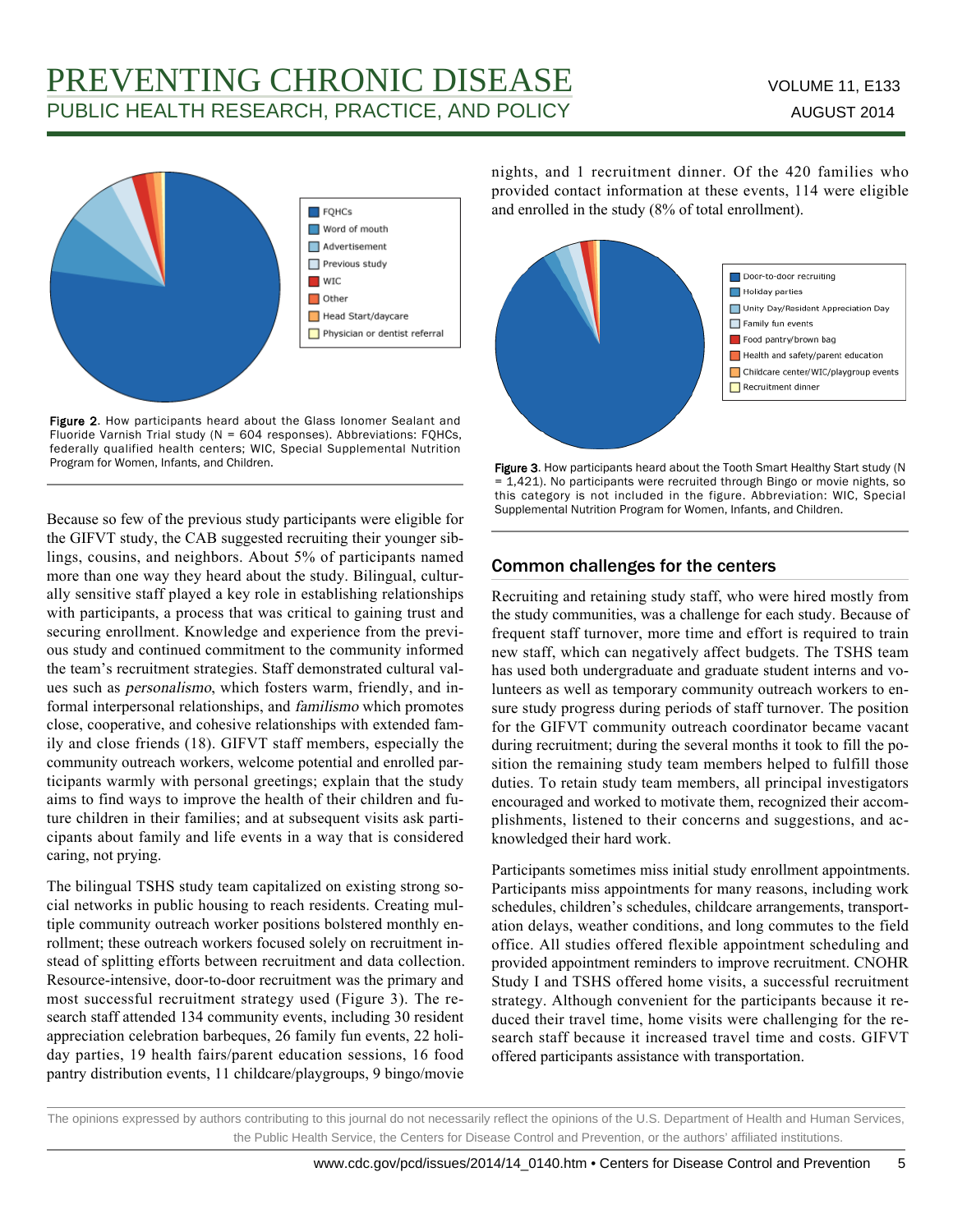FQHCs
Word of mouth
Advertisement
Previous study
WIC
Other
Head Start/daycare
Physician or dentist referral

**Figure 2**. How participants heard about the Glass Ionomer Sealant and Fluoride Varnish Trial study (N = 604 responses). Abbreviations: FQHCs, federally qualified health centers; WIC, Special Supplemental Nutrition Program for Women, Infants, and Children.

Because so few of the previous study participants were eligible for the GIFVT study, the CAB suggested recruiting their younger siblings, cousins, and neighbors. About 5% of participants named more than one way they heard about the study. Bilingual, culturally sensitive staff played a key role in establishing relationships with participants, a process that was critical to gaining trust and securing enrollment. Knowledge and experience from the previous study and continued commitment to the community informed the team's recruitment strategies. Staff demonstrated cultural values such as *personalismo*, which fosters warm, friendly, and informal interpersonal relationships, and *familismo* which promotes close, cooperative, and cohesive relationships with extended family and close friends (18). GIFVT staff members, especially the community outreach workers, welcome potential and enrolled participants warmly with personal greetings; explain that the study aims to find ways to improve the health of their children and future children in their families; and at subsequent visits ask participants about family and life events in a way that is considered caring, not prying.

The bilingual TSHS study team capitalized on existing strong social networks in public housing to reach residents. Creating multiple community outreach worker positions bolstered monthly enrollment; these outreach workers focused solely on recruitment instead of splitting efforts between recruitment and data collection. Resource-intensive, door-to-door recruitment was the primary and most successful recruitment strategy used (Figure 3). The research staff attended 134 community events, including 30 resident appreciation celebration barbeques, 26 family fun events, 22 holiday parties, 19 health fairs/parent education sessions, 16 food pantry distribution events, 11 childcare/playgroups, 9 bingo/movie nights, and 1 recruitment dinner. Of the 420 families who provided contact information at these events, 114 were eligible and enrolled in the study (8% of total enrollment).

Door-to-door recruiting
Holiday parties
Unity Day/Resident Appreciation Day
Family fun events
Food pantry/brown bag
Health and safety/parent education
Childcare center/WIC/playgroup events
Recruitment dinner

**Figure 3**. How participants heard about the Tooth Smart Healthy Start study (N = 1,421). No participants were recruited through Bingo or movie nights, so this category is not included in the figure. Abbreviation: WIC, Special Supplemental Nutrition Program for Women, Infants, and Children.

## Common challenges for the centers

Recruiting and retaining study staff, who were hired mostly from the study communities, was a challenge for each study. Because of frequent staff turnover, more time and effort is required to train new staff, which can negatively affect budgets. The TSHS team has used both undergraduate and graduate student interns and volunteers as well as temporary community outreach workers to ensure study progress during periods of staff turnover. The position for the GIFVT community outreach coordinator became vacant during recruitment; during the several months it took to fill the position the remaining study team members helped to fulfill those duties. To retain study team members, all principal investigators encouraged and worked to motivate them, recognized their accomplishments, listened to their concerns and suggestions, and acknowledged their hard work.

Participants sometimes miss initial study enrollment appointments. Participants miss appointments for many reasons, including work schedules, children's schedules, childcare arrangements, transportation delays, weather conditions, and long commutes to the field office. All studies offered flexible appointment scheduling and provided appointment reminders to improve recruitment. CNOHR Study I and TSHS offered home visits, a successful recruitment strategy. Although convenient for the participants because it reduced their travel time, home visits were challenging for the research staff because it increased travel time and costs. GIFVT offered participants assistance with transportation.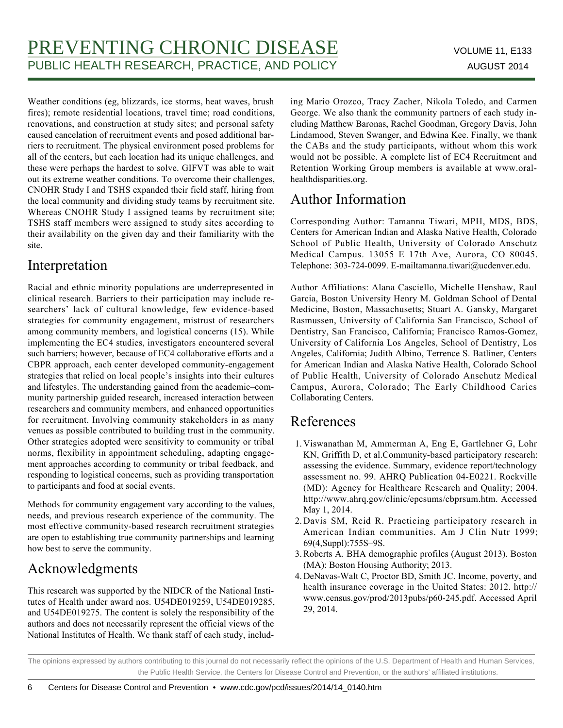Weather conditions (eg, blizzards, ice storms, heat waves, brush fires); remote residential locations, travel time; road conditions, renovations, and construction at study sites; and personal safety caused cancelation of recruitment events and posed additional barriers to recruitment. The physical environment posed problems for all of the centers, but each location had its unique challenges, and these were perhaps the hardest to solve. GIFVT was able to wait out its extreme weather conditions. To overcome their challenges, CNOHR Study I and TSHS expanded their field staff, hiring from the local community and dividing study teams by recruitment site. Whereas CNOHR Study I assigned teams by recruitment site; TSHS staff members were assigned to study sites according to their availability on the given day and their familiarity with the site.

## Interpretation

Racial and ethnic minority populations are underrepresented in clinical research. Barriers to their participation may include researchers' lack of cultural knowledge, few evidence-based strategies for community engagement, mistrust of researchers among community members, and logistical concerns (15). While implementing the EC4 studies, investigators encountered several such barriers; however, because of EC4 collaborative efforts and a CBPR approach, each center developed community-engagement strategies that relied on local people's insights into their cultures and lifestyles. The understanding gained from the academic–community partnership guided research, increased interaction between researchers and community members, and enhanced opportunities for recruitment. Involving community stakeholders in as many venues as possible contributed to building trust in the community. Other strategies adopted were sensitivity to community or tribal norms, flexibility in appointment scheduling, adapting engagement approaches according to community or tribal feedback, and responding to logistical concerns, such as providing transportation to participants and food at social events.

Methods for community engagement vary according to the values, needs, and previous research experience of the community. The most effective community-based research recruitment strategies are open to establishing true community partnerships and learning how best to serve the community.

## Acknowledgments

This research was supported by the NIDCR of the National Institutes of Health under award nos. U54DE019259, U54DE019285, and U54DE019275. The content is solely the responsibility of the authors and does not necessarily represent the official views of the National Institutes of Health. We thank staff of each study, including Mario Orozco, Tracy Zacher, Nikola Toledo, and Carmen George. We also thank the community partners of each study including Matthew Baronas, Rachel Goodman, Gregory Davis, John Lindamood, Steven Swanger, and Edwina Kee. Finally, we thank the CABs and the study participants, without whom this work would not be possible. A complete list of EC4 Recruitment and Retention Working Group members is available at www.oralhealthdisparities.org.

## Author Information

Corresponding Author: Tamanna Tiwari, MPH, MDS, BDS, Centers for American Indian and Alaska Native Health, Colorado School of Public Health, University of Colorado Anschutz Medical Campus. 13055 E 17th Ave, Aurora, CO 80045. Telephone: 303-724-0099. E-mailtamanna.tiwari@ucdenver.edu.

Author Affiliations: Alana Casciello, Michelle Henshaw, Raul Garcia, Boston University Henry M. Goldman School of Dental Medicine, Boston, Massachusetts; Stuart A. Gansky, Margaret Rasmussen, University of California San Francisco, School of Dentistry, San Francisco, California; Francisco Ramos-Gomez, University of California Los Angeles, School of Dentistry, Los Angeles, California; Judith Albino, Terrence S. Batliner, Centers for American Indian and Alaska Native Health, Colorado School of Public Health, University of Colorado Anschutz Medical Campus, Aurora, Colorado; The Early Childhood Caries Collaborating Centers.

## References

1. Viswanathan M, Ammerman A, Eng E, Gartlehner G, Lohr KN, Griffith D, et al.Community-based participatory research: assessing the evidence. Summary, evidence report/technology assessment no. 99. AHRQ Publication 04-E0221. Rockville (MD): Agency for Healthcare Research and Quality; 2004. http://www.ahrq.gov/clinic/epcsums/cbprsum.htm. Accessed May 1, 2014.
2. Davis SM, Reid R. Practicing participatory research in American Indian communities. Am J Clin Nutr 1999; 69(4,Suppl):755S–9S.
3. Roberts A. BHA demographic profiles (August 2013). Boston (MA): Boston Housing Authority; 2013.
4. DeNavas-Walt C, Proctor BD, Smith JC. Income, poverty, and health insurance coverage in the United States: 2012. http://www.census.gov/prod/2013pubs/p60-245.pdf. Accessed April 29, 2014.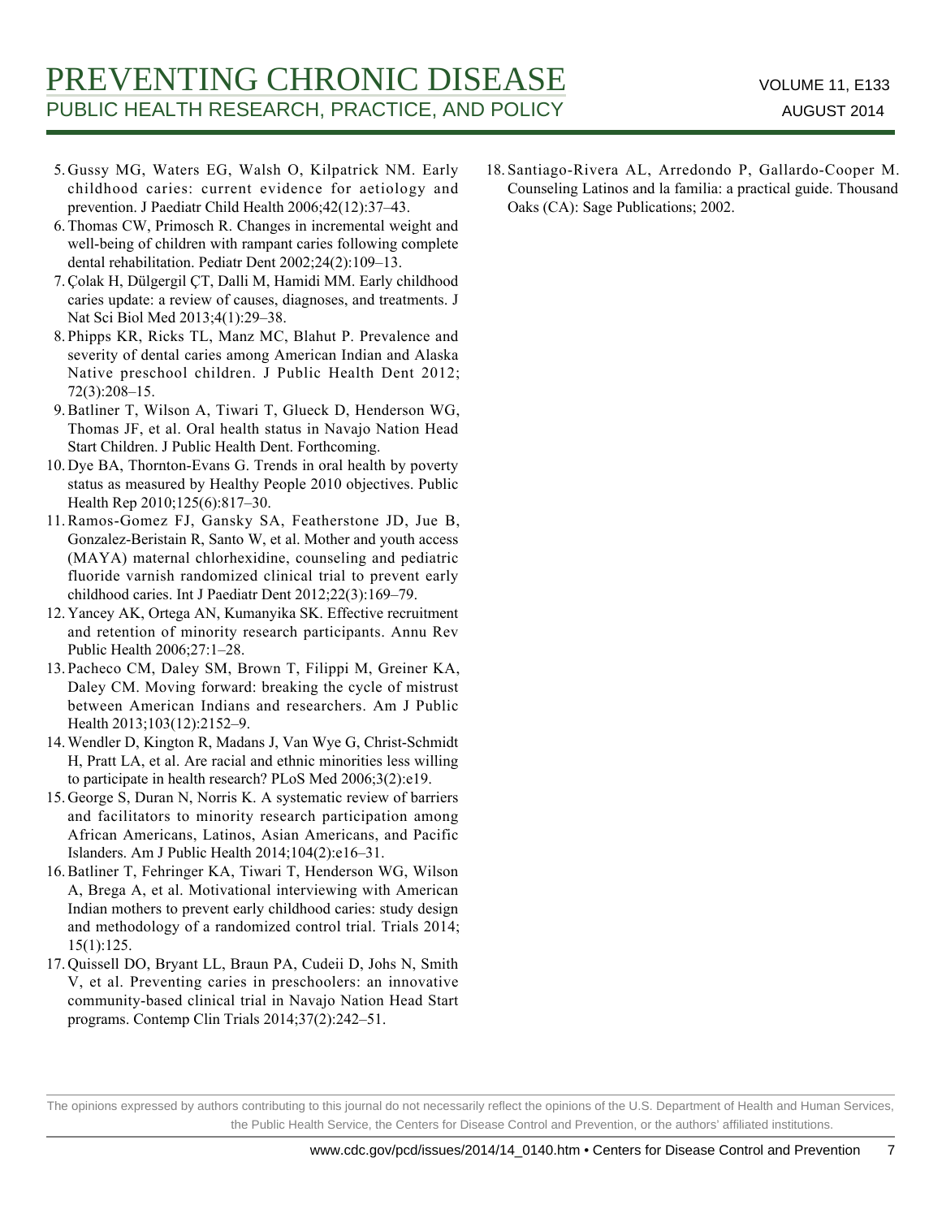5. Gussy MG, Waters EG, Walsh O, Kilpatrick NM. Early childhood caries: current evidence for aetiology and prevention. J Paediatr Child Health 2006;42(12):37–43.
6. Thomas CW, Primosch R. Changes in incremental weight and well-being of children with rampant caries following complete dental rehabilitation. Pediatr Dent 2002;24(2):109–13.
7. Çolak H, Dülgergil ÇT, Dalli M, Hamidi MM. Early childhood caries update: a review of causes, diagnoses, and treatments. J Nat Sci Biol Med 2013;4(1):29–38.
8. Phipps KR, Ricks TL, Manz MC, Blahut P. Prevalence and severity of dental caries among American Indian and Alaska Native preschool children. J Public Health Dent 2012; 72(3):208–15.
9. Batliner T, Wilson A, Tiwari T, Glueck D, Henderson WG, Thomas JF, et al. Oral health status in Navajo Nation Head Start Children. J Public Health Dent. Forthcoming.
10. Dye BA, Thornton-Evans G. Trends in oral health by poverty status as measured by Healthy People 2010 objectives. Public Health Rep 2010;125(6):817–30.
11. Ramos-Gomez FJ, Gansky SA, Featherstone JD, Jue B, Gonzalez-Beristain R, Santo W, et al. Mother and youth access (MAYA) maternal chlorhexidine, counseling and pediatric fluoride varnish randomized clinical trial to prevent early childhood caries. Int J Paediatr Dent 2012;22(3):169–79.
12. Yancey AK, Ortega AN, Kumanyika SK. Effective recruitment and retention of minority research participants. Annu Rev Public Health 2006;27:1–28.
13. Pacheco CM, Daley SM, Brown T, Filippi M, Greiner KA, Daley CM. Moving forward: breaking the cycle of mistrust between American Indians and researchers. Am J Public Health 2013;103(12):2152–9.
14. Wendler D, Kington R, Madans J, Van Wye G, Christ-Schmidt H, Pratt LA, et al. Are racial and ethnic minorities less willing to participate in health research? PLoS Med 2006;3(2):e19.
15. George S, Duran N, Norris K. A systematic review of barriers and facilitators to minority research participation among African Americans, Latinos, Asian Americans, and Pacific Islanders. Am J Public Health 2014;104(2):e16–31.
16. Batliner T, Fehringer KA, Tiwari T, Henderson WG, Wilson A, Brega A, et al. Motivational interviewing with American Indian mothers to prevent early childhood caries: study design and methodology of a randomized control trial. Trials 2014; 15(1):125.
17. Quissell DO, Bryant LL, Braun PA, Cudeii D, Johs N, Smith V, et al. Preventing caries in preschoolers: an innovative community-based clinical trial in Navajo Nation Head Start programs. Contemp Clin Trials 2014;37(2):242–51.
18. Santiago-Rivera AL, Arredondo P, Gallardo-Cooper M. Counseling Latinos and la familia: a practical guide. Thousand Oaks (CA): Sage Publications; 2002.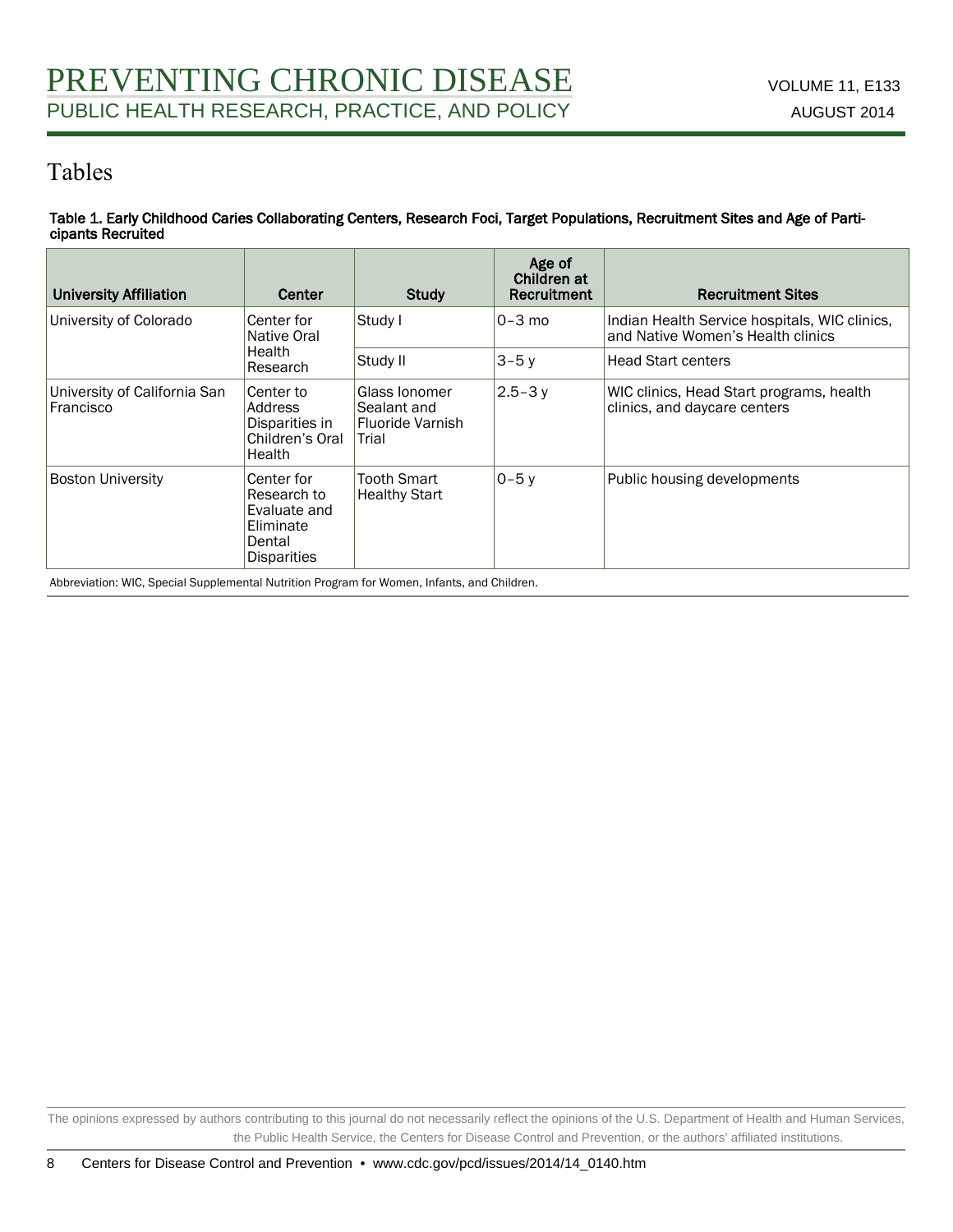# Tables

**Table 1. Early Childhood Caries Collaborating Centers, Research Foci, Target Populations, Recruitment Sites and Age of Participants Recruited**

| University Affiliation | Center | Study | Age of Children at Recruitment | Recruitment Sites |
|---|---|---|---|---|
| University of Colorado | Center for Native Oral Health Research | Study I | 0–3 mo | Indian Health Service hospitals, WIC clinics, and Native Women's Health clinics |
| | | Study II | 3–5 y | Head Start centers |
| University of California San Francisco | Center to Address Disparities in Children's Oral Health | Glass Ionomer Sealant and Fluoride Varnish Trial | 2.5–3 y | WIC clinics, Head Start programs, health clinics, and daycare centers |
| Boston University | Center for Research to Evaluate and Eliminate Dental Disparities | Tooth Smart Healthy Start | 0–5 y | Public housing developments |

Abbreviation: WIC, Special Supplemental Nutrition Program for Women, Infants, and Children.

The opinions expressed by authors contributing to this journal do not necessarily reflect the opinions of the U.S. Department of Health and Human Services, the Public Health Service, the Centers for Disease Control and Prevention, or the authors' affiliated institutions.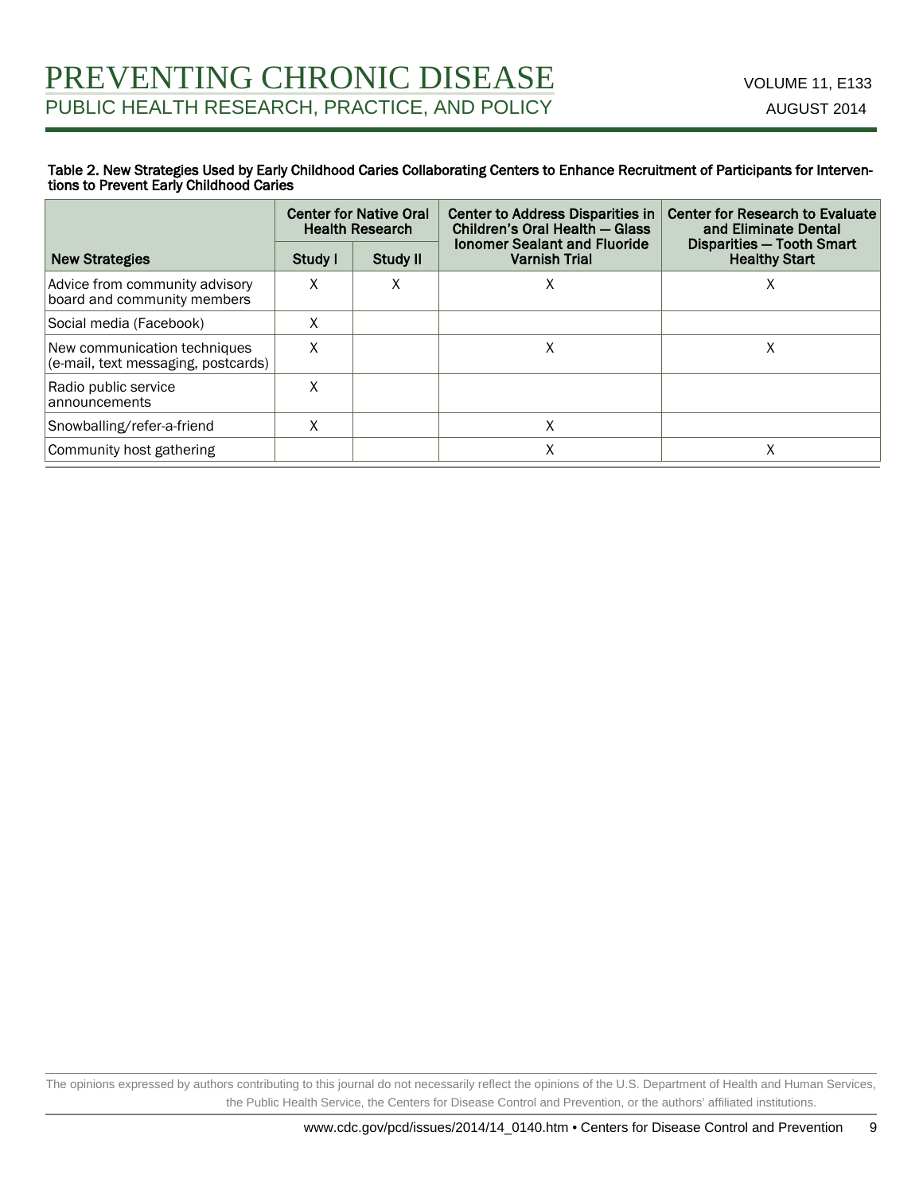Table 2. New Strategies Used by Early Childhood Caries Collaborating Centers to Enhance Recruitment of Participants for Interventions to Prevent Early Childhood Caries

| New Strategies | Center for Native Oral Health Research | | Center to Address Disparities in Children's Oral Health — Glass Ionomer Sealant and Fluoride Varnish Trial | Center for Research to Evaluate and Eliminate Dental Disparities — Tooth Smart Healthy Start |
|---|---|---|---|---|
| | Study I | Study II | | |
| Advice from community advisory board and community members | X | X | X | X |
| Social media (Facebook) | X | | | |
| New communication techniques (e-mail, text messaging, postcards) | X | | X | X |
| Radio public service announcements | X | | | |
| Snowballing/refer-a-friend | X | | X | |
| Community host gathering | | | X | X |